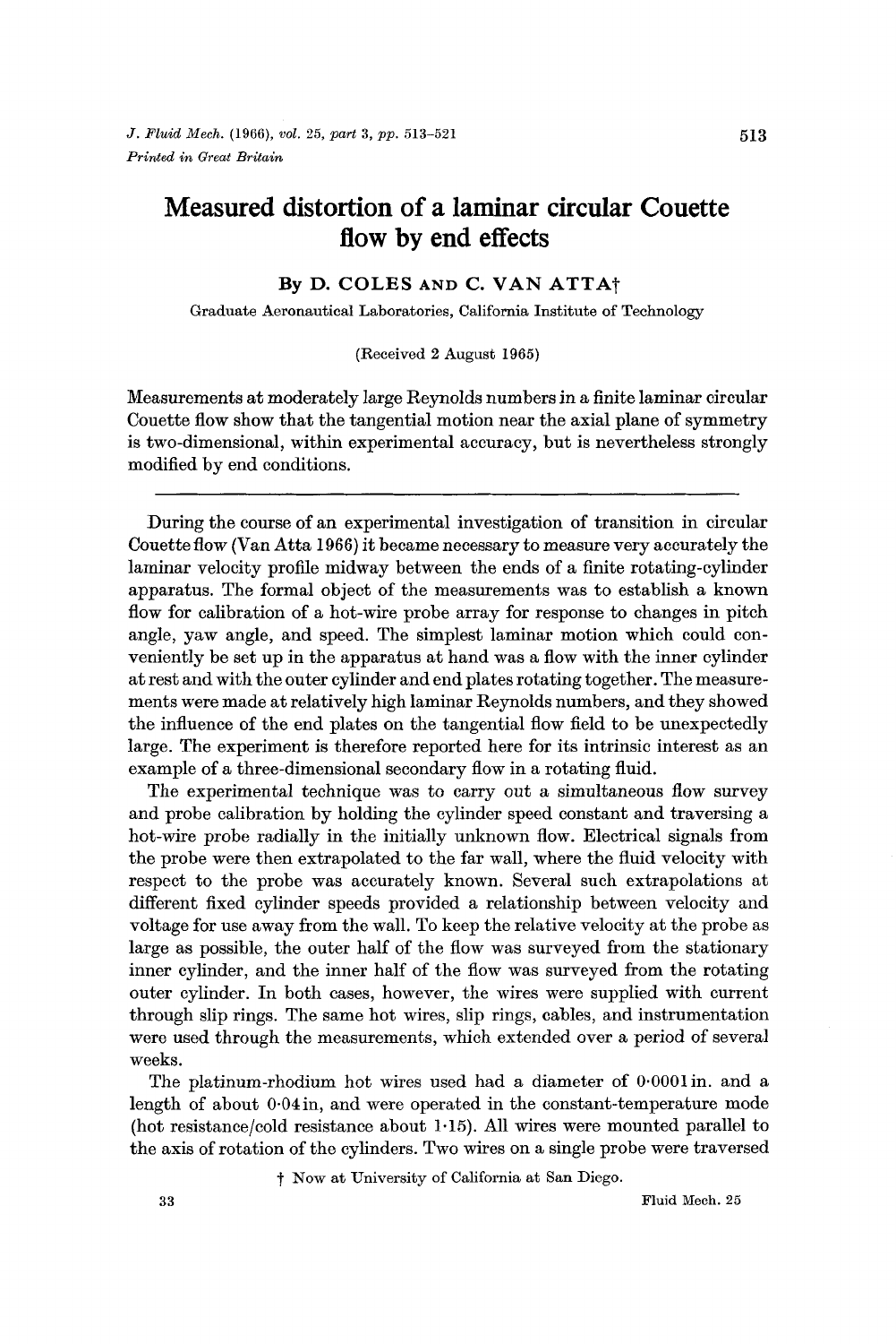# Measured distortion of a laminar circular Couette flow by end effects

By D. COLES AND C. VAN ATTA†

Graduate Aeronautical Laboratories, California Institute of Technology

(Received 2 August 1965)

Measurements at moderately large Reynolds numbers in a finite laminar circular Couette flow show that the tangential motion near the axial plane of symmetry is two-dimensional, within experimental accuracy, but is nevertheless strongly modified by end conditions.

---

During the course of an experimental investigation of transition in circular Couette flow (Van Atta 1966) it became necessary to measure very accurately the laminar velocity profile midway between the ends of a finite rotating-cylinder apparatus. The formal object of the measurements was to establish a known flow for calibration of a hot-wire probe array for response to changes in pitch angle, yaw angle, and speed. The simplest laminar motion which could conveniently be set up in the apparatus at hand was a flow with the inner cylinder at rest and with the outer cylinder and end plates rotating together. The measurements were made at relatively high laminar Reynolds numbers, and they showed the influence of the end plates on the tangential flow field to be unexpectedly large. The experiment is therefore reported here for its intrinsic interest as an example of a three-dimensional secondary flow in a rotating fluid.

The experimental technique was to carry out a simultaneous flow survey and probe calibration by holding the cylinder speed constant and traversing a hot-wire probe radially in the initially unknown flow. Electrical signals from the probe were then extrapolated to the far wall, where the fluid velocity with respect to the probe was accurately known. Several such extrapolations at different fixed cylinder speeds provided a relationship between velocity and voltage for use away from the wall. To keep the relative velocity at the probe as large as possible, the outer half of the flow was surveyed from the stationary inner cylinder, and the inner half of the flow was surveyed from the rotating outer cylinder. In both cases, however, the wires were supplied with current through slip rings. The same hot wires, slip rings, cables, and instrumentation were used through the measurements, which extended over a period of several weeks.

The platinum-rhodium hot wires used had a diameter of 0·0001 in. and a length of about 0·04 in, and were operated in the constant-temperature mode (hot resistance/cold resistance about 1·15). All wires were mounted parallel to the axis of rotation of the cylinders. Two wires on a single probe were traversed

† Now at University of California at San Diego.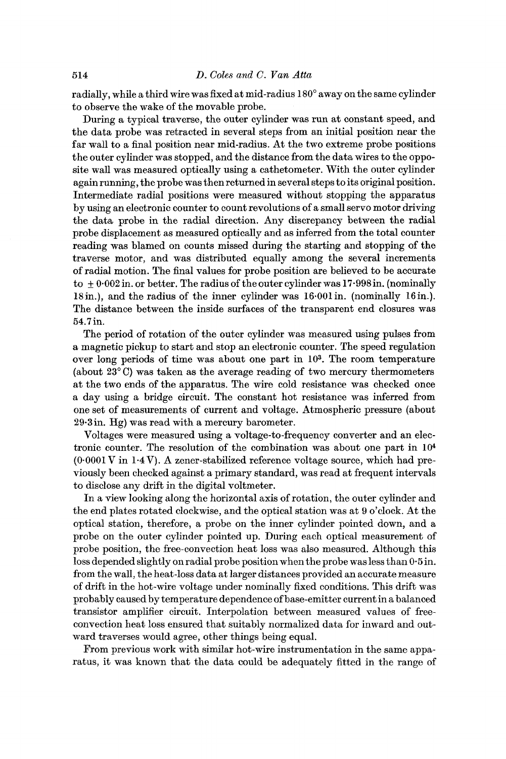radially, while a third wire was fixed at mid-radius 180° away on the same cylinder to observe the wake of the movable probe.

During a typical traverse, the outer cylinder was run at constant speed, and the data probe was retracted in several steps from an initial position near the far wall to a final position near mid-radius. At the two extreme probe positions the outer cylinder was stopped, and the distance from the data wires to the opposite wall was measured optically using a cathetometer. With the outer cylinder again running, the probe was then returned in several steps to its original position. Intermediate radial positions were measured without stopping the apparatus by using an electronic counter to count revolutions of a small servo motor driving the data probe in the radial direction. Any discrepancy between the radial probe displacement as measured optically and as inferred from the total counter reading was blamed on counts missed during the starting and stopping of the traverse motor, and was distributed equally among the several increments of radial motion. The final values for probe position are believed to be accurate to $\pm$ 0·002 in. or better. The radius of the outer cylinder was 17·998 in. (nominally 18 in.), and the radius of the inner cylinder was 16·001 in. (nominally 16 in.). The distance between the inside surfaces of the transparent end closures was 54.7 in.

The period of rotation of the outer cylinder was measured using pulses from a magnetic pickup to start and stop an electronic counter. The speed regulation over long periods of time was about one part in $10^3$. The room temperature (about 23° C) was taken as the average reading of two mercury thermometers at the two ends of the apparatus. The wire cold resistance was checked once a day using a bridge circuit. The constant hot resistance was inferred from one set of measurements of current and voltage. Atmospheric pressure (about 29·3 in. Hg) was read with a mercury barometer.

Voltages were measured using a voltage-to-frequency converter and an electronic counter. The resolution of the combination was about one part in $10^4$ (0·0001 V in 1·4 V). A zener-stabilized reference voltage source, which had previously been checked against a primary standard, was read at frequent intervals to disclose any drift in the digital voltmeter.

In a view looking along the horizontal axis of rotation, the outer cylinder and the end plates rotated clockwise, and the optical station was at 9 o'clock. At the optical station, therefore, a probe on the inner cylinder pointed down, and a probe on the outer cylinder pointed up. During each optical measurement of probe position, the free-convection heat loss was also measured. Although this loss depended slightly on radial probe position when the probe was less than 0·5 in. from the wall, the heat-loss data at larger distances provided an accurate measure of drift in the hot-wire voltage under nominally fixed conditions. This drift was probably caused by temperature dependence of base-emitter current in a balanced transistor amplifier circuit. Interpolation between measured values of free-convection heat loss ensured that suitably normalized data for inward and outward traverses would agree, other things being equal.

From previous work with similar hot-wire instrumentation in the same apparatus, it was known that the data could be adequately fitted in the range of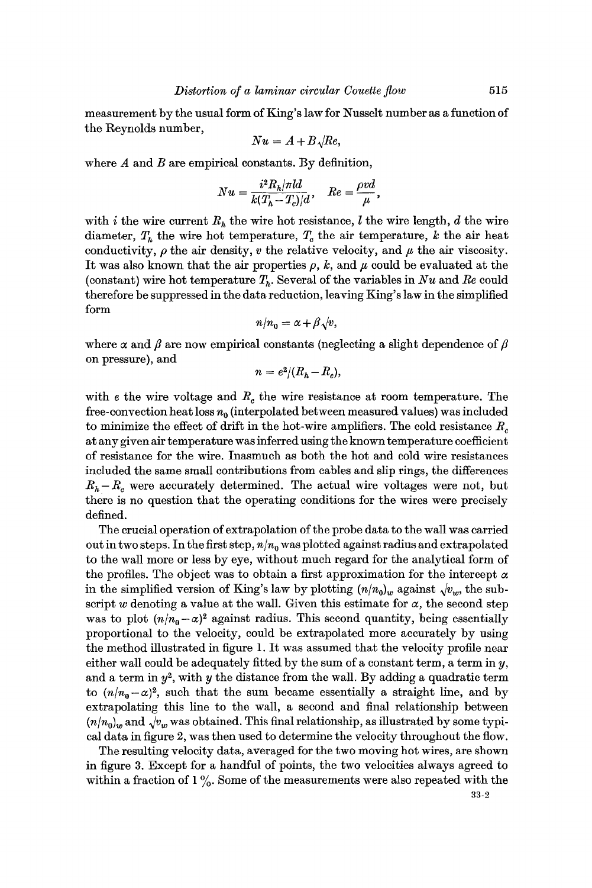measurement by the usual form of King's law for Nusselt number as a function of the Reynolds number,

$$Nu = A + B\sqrt{Re},$$

where $A$ and $B$ are empirical constants. By definition,

$$Nu = \frac{i^2 R_h/\pi l d}{k(T_h - T_c)/d}, \quad Re = \frac{\rho v d}{\mu},$$

with $i$ the wire current $R_h$ the wire hot resistance, $l$ the wire length, $d$ the wire diameter, $T_h$ the wire hot temperature, $T_c$ the air temperature, $k$ the air heat conductivity, $\rho$ the air density, $v$ the relative velocity, and $\mu$ the air viscosity. It was also known that the air properties $\rho$, $k$, and $\mu$ could be evaluated at the (constant) wire hot temperature $T_h$. Several of the variables in $Nu$ and $Re$ could therefore be suppressed in the data reduction, leaving King's law in the simplified form

$$n/n_0 = \alpha + \beta\sqrt{v},$$

where $\alpha$ and $\beta$ are now empirical constants (neglecting a slight dependence of $\beta$ on pressure), and

$$n = e^2/(R_h - R_c),$$

with $e$ the wire voltage and $R_c$ the wire resistance at room temperature. The free-convection heat loss $n_0$ (interpolated between measured values) was included to minimize the effect of drift in the hot-wire amplifiers. The cold resistance $R_c$ at any given air temperature was inferred using the known temperature coefficient of resistance for the wire. Inasmuch as both the hot and cold wire resistances included the same small contributions from cables and slip rings, the differences $R_h - R_c$ were accurately determined. The actual wire voltages were not, but there is no question that the operating conditions for the wires were precisely defined.

The crucial operation of extrapolation of the probe data to the wall was carried out in two steps. In the first step, $n/n_0$ was plotted against radius and extrapolated to the wall more or less by eye, without much regard for the analytical form of the profiles. The object was to obtain a first approximation for the intercept $\alpha$ in the simplified version of King's law by plotting $(n/n_0)_w$ against $\sqrt{v_w}$, the subscript $w$ denoting a value at the wall. Given this estimate for $\alpha$, the second step was to plot $(n/n_0 - \alpha)^2$ against radius. This second quantity, being essentially proportional to the velocity, could be extrapolated more accurately by using the method illustrated in figure 1. It was assumed that the velocity profile near either wall could be adequately fitted by the sum of a constant term, a term in $y$, and a term in $y^2$, with $y$ the distance from the wall. By adding a quadratic term to $(n/n_0 - \alpha)^2$, such that the sum became essentially a straight line, and by extrapolating this line to the wall, a second and final relationship between $(n/n_0)_w$ and $\sqrt{v_w}$ was obtained. This final relationship, as illustrated by some typical data in figure 2, was then used to determine the velocity throughout the flow.

The resulting velocity data, averaged for the two moving hot wires, are shown in figure 3. Except for a handful of points, the two velocities always agreed to within a fraction of 1 %. Some of the measurements were also repeated with the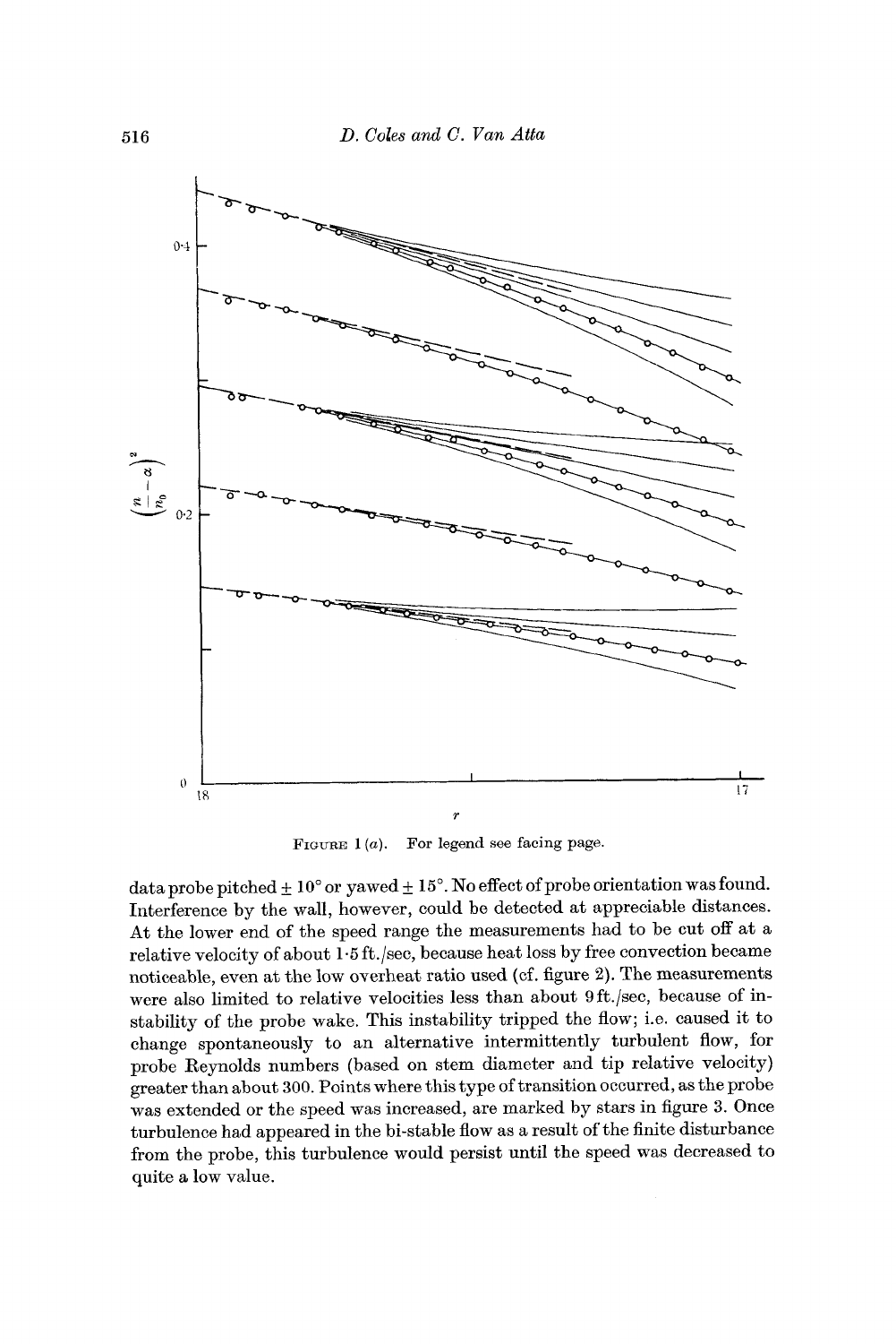FIGURE 1 (a). For legend see facing page.

data probe pitched $\pm 10°$ or yawed $\pm 15°$. No effect of probe orientation was found. Interference by the wall, however, could be detected at appreciable distances. At the lower end of the speed range the measurements had to be cut off at a relative velocity of about 1·5 ft./sec, because heat loss by free convection became noticeable, even at the low overheat ratio used (cf. figure 2). The measurements were also limited to relative velocities less than about 9 ft./sec, because of instability of the probe wake. This instability tripped the flow; i.e. caused it to change spontaneously to an alternative intermittently turbulent flow, for probe Reynolds numbers (based on stem diameter and tip relative velocity) greater than about 300. Points where this type of transition occurred, as the probe was extended or the speed was increased, are marked by stars in figure 3. Once turbulence had appeared in the bi-stable flow as a result of the finite disturbance from the probe, this turbulence would persist until the speed was decreased to quite a low value.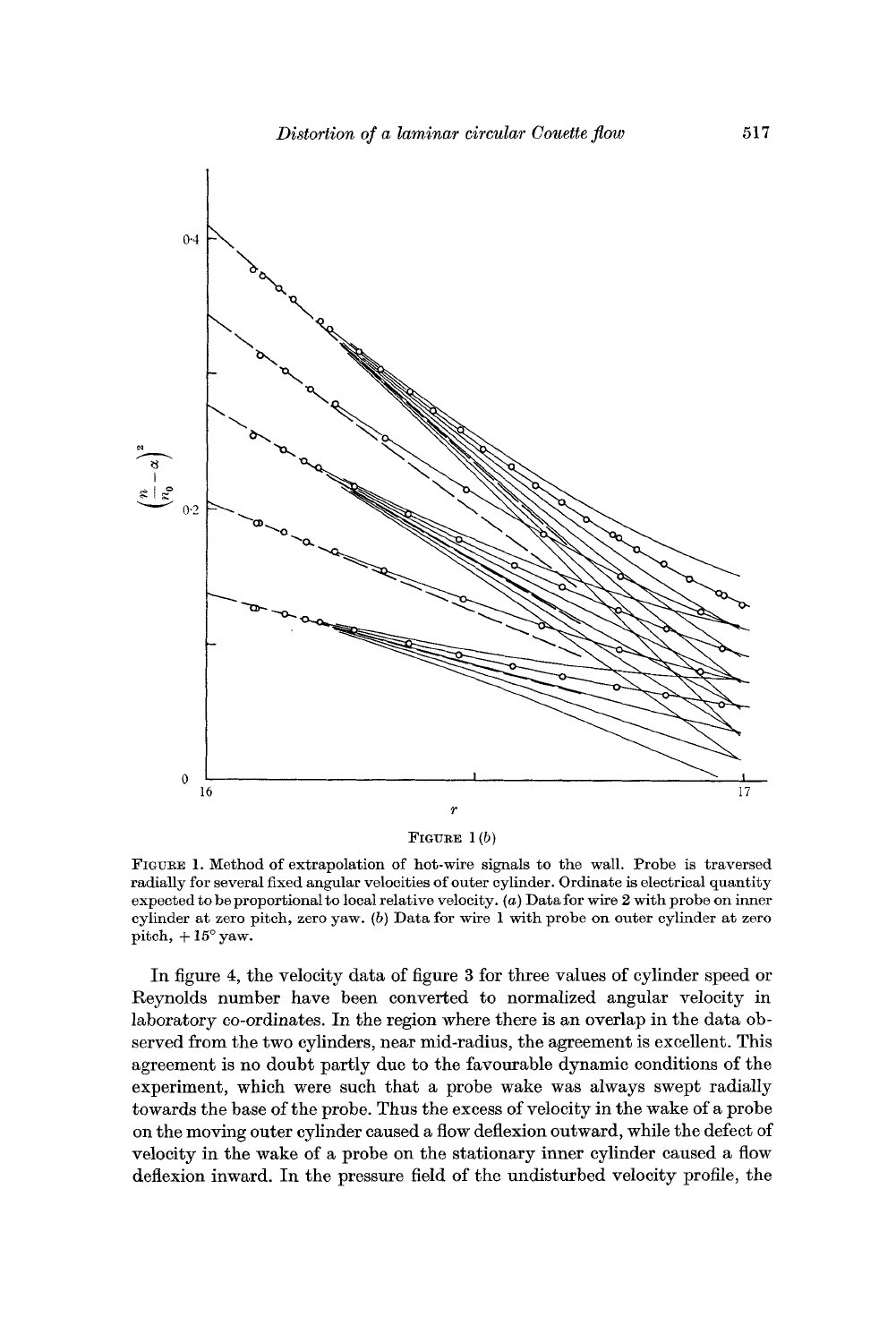FIGURE 1(b)

FIGURE 1. Method of extrapolation of hot-wire signals to the wall. Probe is traversed radially for several fixed angular velocities of outer cylinder. Ordinate is electrical quantity expected to be proportional to local relative velocity. (a) Data for wire 2 with probe on inner cylinder at zero pitch, zero yaw. (b) Data for wire 1 with probe on outer cylinder at zero pitch, $+15^\circ$ yaw.

In figure 4, the velocity data of figure 3 for three values of cylinder speed or Reynolds number have been converted to normalized angular velocity in laboratory co-ordinates. In the region where there is an overlap in the data observed from the two cylinders, near mid-radius, the agreement is excellent. This agreement is no doubt partly due to the favourable dynamic conditions of the experiment, which were such that a probe wake was always swept radially towards the base of the probe. Thus the excess of velocity in the wake of a probe on the moving outer cylinder caused a flow deflexion outward, while the defect of velocity in the wake of a probe on the stationary inner cylinder caused a flow deflexion inward. In the pressure field of the undisturbed velocity profile, the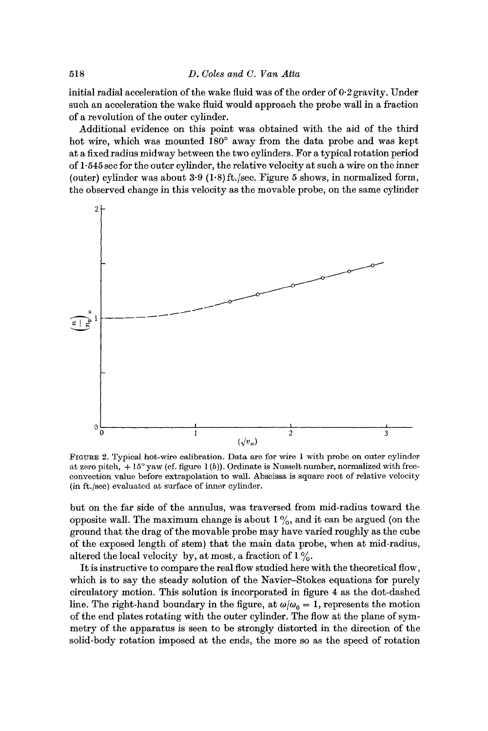initial radial acceleration of the wake fluid was of the order of 0·2 gravity. Under such an acceleration the wake fluid would approach the probe wall in a fraction of a revolution of the outer cylinder.

Additional evidence on this point was obtained with the aid of the third hot wire, which was mounted 180° away from the data probe and was kept at a fixed radius midway between the two cylinders. For a typical rotation period of 1·545 sec for the outer cylinder, the relative velocity at such a wire on the inner (outer) cylinder was about 3·9 (1·8) ft./sec. Figure 5 shows, in normalized form, the observed change in this velocity as the movable probe, on the same cylinder but on the far side of the annulus, was traversed from mid-radius toward the opposite wall. The maximum change is about 1 %, and it can be argued (on the ground that the drag of the movable probe may have varied roughly as the cube of the exposed length of stem) that the main data probe, when at mid-radius, altered the local velocity by, at most, a fraction of 1 %.

FIGURE 2. Typical hot-wire calibration. Data are for wire 1 with probe on outer cylinder at zero pitch, + 15° yaw (cf. figure 1 (*b*)). Ordinate is Nusselt number, normalized with free-convection value before extrapolation to wall. Abscissa is square root of relative velocity (in ft./sec) evaluated at surface of inner cylinder.

It is instructive to compare the real flow studied here with the theoretical flow, which is to say the steady solution of the Navier–Stokes equations for purely circulatory motion. This solution is incorporated in figure 4 as the dot-dashed line. The right-hand boundary in the figure, at $\omega/\omega_0 = 1$, represents the motion of the end plates rotating with the outer cylinder. The flow at the plane of symmetry of the apparatus is seen to be strongly distorted in the direction of the solid-body rotation imposed at the ends, the more so as the speed of rotation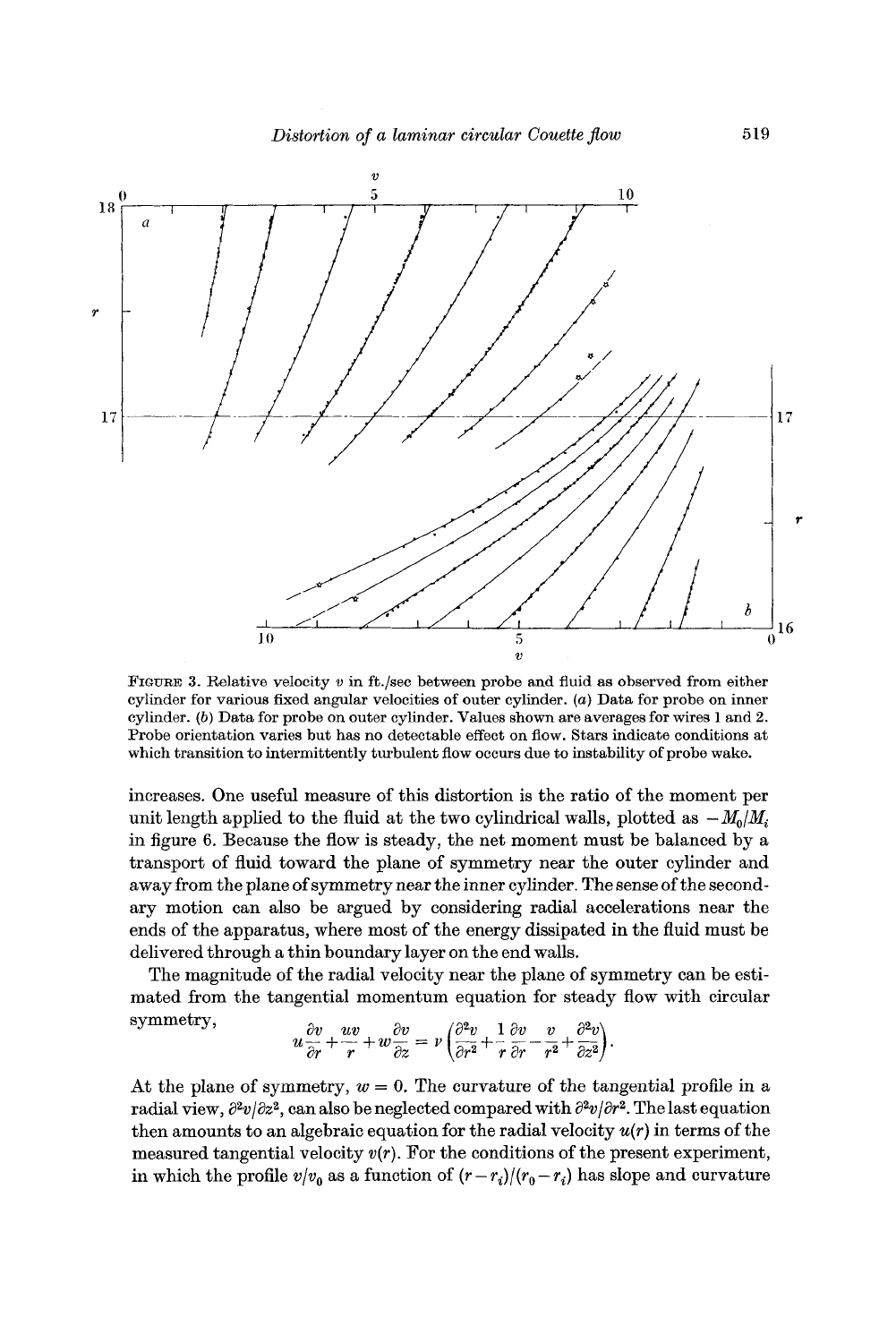FIGURE 3. Relative velocity $v$ in ft./sec between probe and fluid as observed from either cylinder for various fixed angular velocities of outer cylinder. ($a$) Data for probe on inner cylinder. ($b$) Data for probe on outer cylinder. Values shown are averages for wires 1 and 2. Probe orientation varies but has no detectable effect on flow. Stars indicate conditions at which transition to intermittently turbulent flow occurs due to instability of probe wake.

increases. One useful measure of this distortion is the ratio of the moment per unit length applied to the fluid at the two cylindrical walls, plotted as $-M_0/M_i$ in figure 6. Because the flow is steady, the net moment must be balanced by a transport of fluid toward the plane of symmetry near the outer cylinder and away from the plane of symmetry near the inner cylinder. The sense of the secondary motion can also be argued by considering radial accelerations near the ends of the apparatus, where most of the energy dissipated in the fluid must be delivered through a thin boundary layer on the end walls.

The magnitude of the radial velocity near the plane of symmetry can be estimated from the tangential momentum equation for steady flow with circular symmetry,

$$u\frac{\partial v}{\partial r} + \frac{uv}{r} + w\frac{\partial v}{\partial z} = \nu\left(\frac{\partial^2 v}{\partial r^2} + \frac{1}{r}\frac{\partial v}{\partial r} - \frac{v}{r^2} + \frac{\partial^2 v}{\partial z^2}\right).$$

At the plane of symmetry, $w = 0$. The curvature of the tangential profile in a radial view, $\partial^2 v/\partial z^2$, can also be neglected compared with $\partial^2 v/\partial r^2$. The last equation then amounts to an algebraic equation for the radial velocity $u(r)$ in terms of the measured tangential velocity $v(r)$. For the conditions of the present experiment, in which the profile $v/v_0$ as a function of $(r - r_i)/(r_0 - r_i)$ has slope and curvature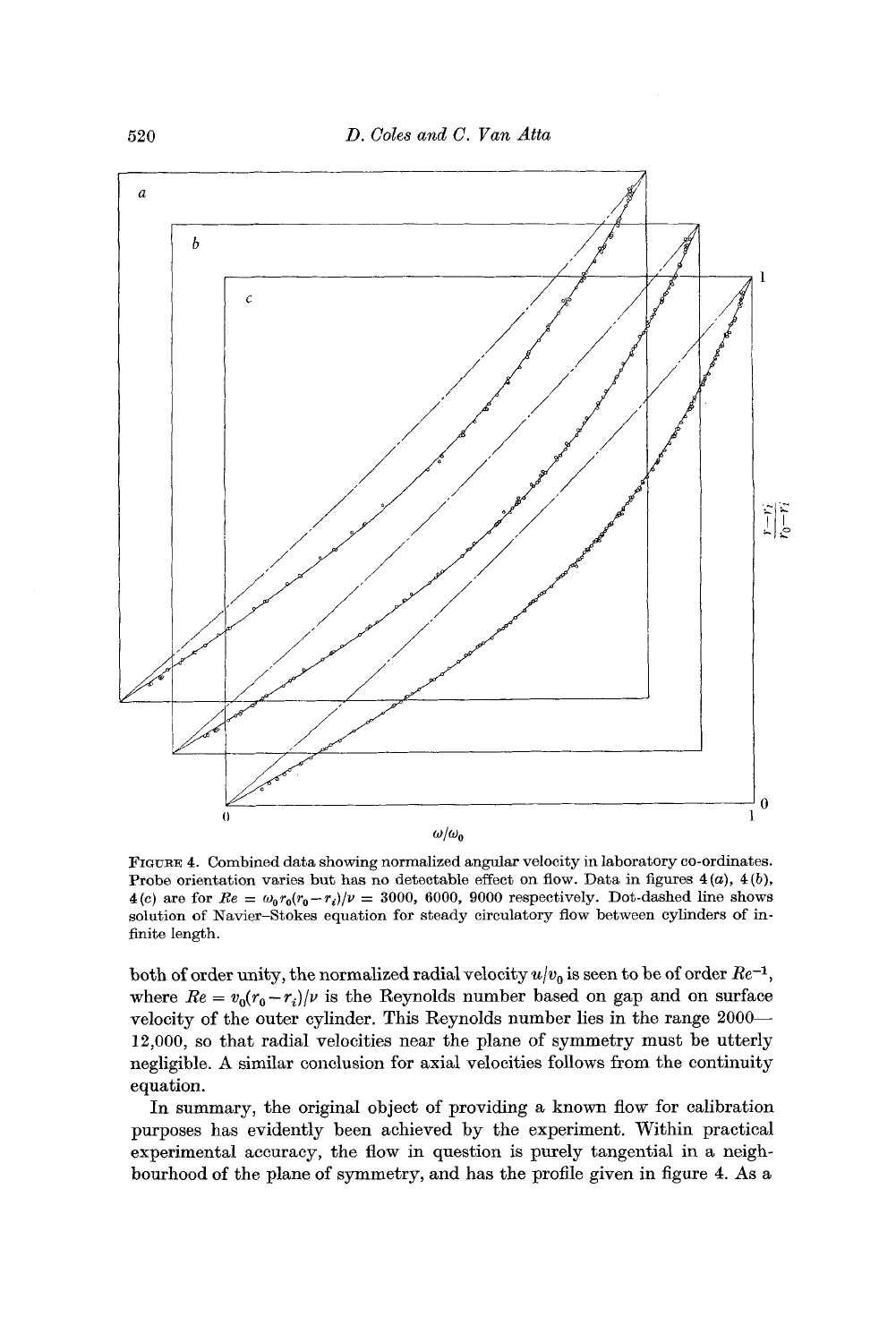FIGURE 4. Combined data showing normalized angular velocity in laboratory co-ordinates. Probe orientation varies but has no detectable effect on flow. Data in figures 4(*a*), 4(*b*), 4(*c*) are for $Re = \omega_0 r_0(r_0 - r_i)/\nu = 3000, 6000, 9000$ respectively. Dot-dashed line shows solution of Navier–Stokes equation for steady circulatory flow between cylinders of infinite length.

both of order unity, the normalized radial velocity $u/v_0$ is seen to be of order $Re^{-1}$, where $Re = v_0(r_0 - r_i)/\nu$ is the Reynolds number based on gap and on surface velocity of the outer cylinder. This Reynolds number lies in the range 2000–12,000, so that radial velocities near the plane of symmetry must be utterly negligible. A similar conclusion for axial velocities follows from the continuity equation.

In summary, the original object of providing a known flow for calibration purposes has evidently been achieved by the experiment. Within practical experimental accuracy, the flow in question is purely tangential in a neighbourhood of the plane of symmetry, and has the profile given in figure 4. As a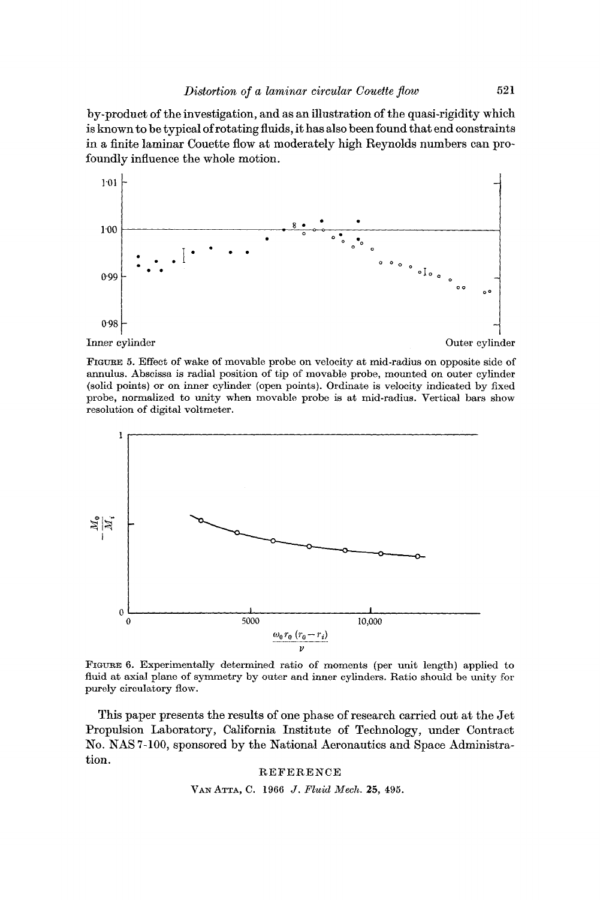by-product of the investigation, and as an illustration of the quasi-rigidity which is known to be typical of rotating fluids, it has also been found that end constraints in a finite laminar Couette flow at moderately high Reynolds numbers can profoundly influence the whole motion.

1·01

1·00

0·99

0·98

Inner cylinder

Outer cylinder

FIGURE 5. Effect of wake of movable probe on velocity at mid-radius on opposite side of annulus. Abscissa is radial position of tip of movable probe, mounted on outer cylinder (solid points) or on inner cylinder (open points). Ordinate is velocity indicated by fixed probe, normalized to unity when movable probe is at mid-radius. Vertical bars show resolution of digital voltmeter.

$\frac{M_0}{M_i}$

1

0

0

5000

10,000

$\frac{\omega_0 r_0 (r_0 - r_i)}{\nu}$

FIGURE 6. Experimentally determined ratio of moments (per unit length) applied to fluid at axial plane of symmetry by outer and inner cylinders. Ratio should be unity for purely circulatory flow.

This paper presents the results of one phase of research carried out at the Jet Propulsion Laboratory, California Institute of Technology, under Contract No. NAS 7-100, sponsored by the National Aeronautics and Space Administration.

## REFERENCE

VAN ATTA, C. 1966 *J. Fluid Mech.* **25**, 495.